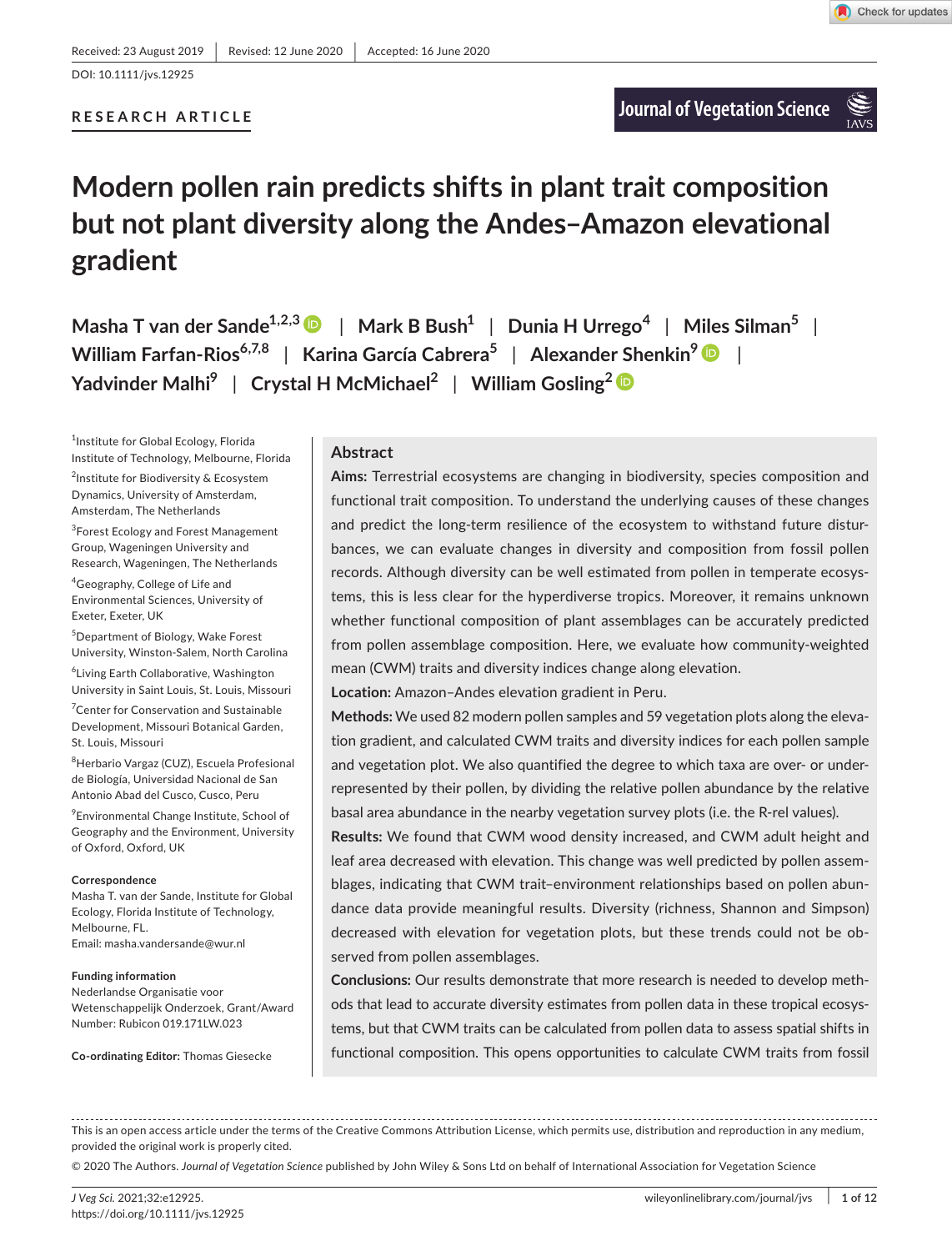Received: 23 August 2019 | Revised: 12 June 2020 | Accepted: 16 June 2020

DOI: 10.1111/jvs.12925

RESEARCH ARTICLE

Journal of Vegetation Science

# Modern pollen rain predicts shifts in plant trait composition but not plant diversity along the Andes–Amazon elevational gradient

**Masha T van der Sande[1,2,3]** | **Mark B Bush[1]** | **Dunia H Urrego[4]** | **Miles Silman[5]** | **William Farfan-Rios[6,7,8]** | **Karina García Cabrera[5]** | **Alexander Shenkin[9]** | **Yadvinder Malhi[9]** | **Crystal H McMichael[2]** | **William Gosling[2]**

[1]Institute for Global Ecology, Florida Institute of Technology, Melbourne, Florida

[2]Institute for Biodiversity & Ecosystem Dynamics, University of Amsterdam, Amsterdam, The Netherlands

[3]Forest Ecology and Forest Management Group, Wageningen University and Research, Wageningen, The Netherlands

[4]Geography, College of Life and Environmental Sciences, University of Exeter, Exeter, UK

[5]Department of Biology, Wake Forest University, Winston-Salem, North Carolina

[6]Living Earth Collaborative, Washington University in Saint Louis, St. Louis, Missouri

[7]Center for Conservation and Sustainable Development, Missouri Botanical Garden, St. Louis, Missouri

[8]Herbario Vargaz (CUZ), Escuela Profesional de Biología, Universidad Nacional de San Antonio Abad del Cusco, Cusco, Peru

[9]Environmental Change Institute, School of Geography and the Environment, University of Oxford, Oxford, UK

**Correspondence**
Masha T. van der Sande, Institute for Global Ecology, Florida Institute of Technology, Melbourne, FL.
Email: masha.vandersande@wur.nl

**Funding information**
Nederlandse Organisatie voor Wetenschappelijk Onderzoek, Grant/Award Number: Rubicon 019.171LW.023

**Co-ordinating Editor:** Thomas Giesecke

## Abstract

**Aims:** Terrestrial ecosystems are changing in biodiversity, species composition and functional trait composition. To understand the underlying causes of these changes and predict the long-term resilience of the ecosystem to withstand future disturbances, we can evaluate changes in diversity and composition from fossil pollen records. Although diversity can be well estimated from pollen in temperate ecosystems, this is less clear for the hyperdiverse tropics. Moreover, it remains unknown whether functional composition of plant assemblages can be accurately predicted from pollen assemblage composition. Here, we evaluate how community-weighted mean (CWM) traits and diversity indices change along elevation.

**Location:** Amazon–Andes elevation gradient in Peru.

**Methods:** We used 82 modern pollen samples and 59 vegetation plots along the elevation gradient, and calculated CWM traits and diversity indices for each pollen sample and vegetation plot. We also quantified the degree to which taxa are over- or under-represented by their pollen, by dividing the relative pollen abundance by the relative basal area abundance in the nearby vegetation survey plots (i.e. the R-rel values).

**Results:** We found that CWM wood density increased, and CWM adult height and leaf area decreased with elevation. This change was well predicted by pollen assemblages, indicating that CWM trait–environment relationships based on pollen abundance data provide meaningful results. Diversity (richness, Shannon and Simpson) decreased with elevation for vegetation plots, but these trends could not be observed from pollen assemblages.

**Conclusions:** Our results demonstrate that more research is needed to develop methods that lead to accurate diversity estimates from pollen data in these tropical ecosystems, but that CWM traits can be calculated from pollen data to assess spatial shifts in functional composition. This opens opportunities to calculate CWM traits from fossil

This is an open access article under the terms of the Creative Commons Attribution License, which permits use, distribution and reproduction in any medium, provided the original work is properly cited.

© 2020 The Authors. *Journal of Vegetation Science* published by John Wiley & Sons Ltd on behalf of International Association for Vegetation Science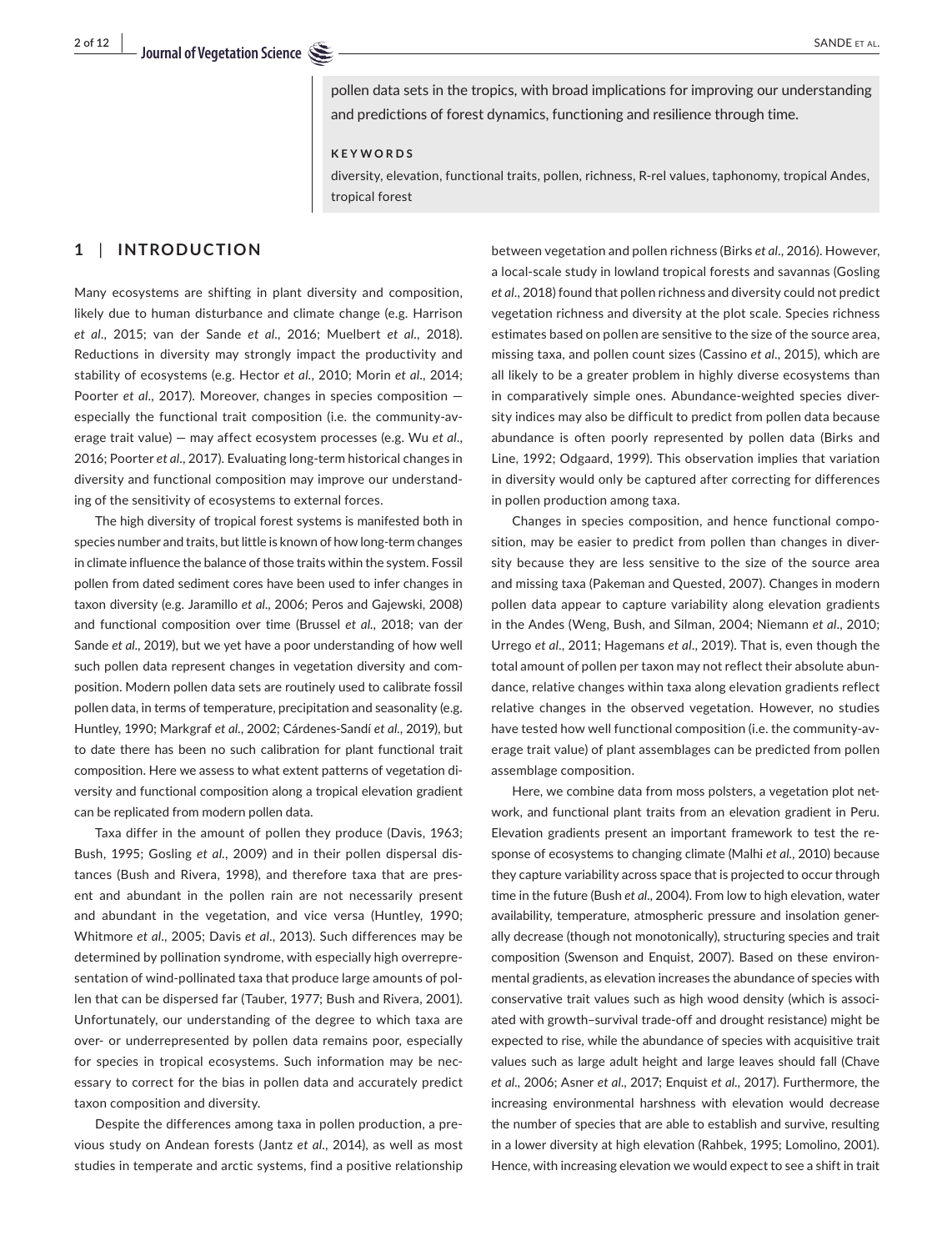pollen data sets in the tropics, with broad implications for improving our understanding and predictions of forest dynamics, functioning and resilience through time.

**KEYWORDS**

diversity, elevation, functional traits, pollen, richness, R-rel values, taphonomy, tropical Andes, tropical forest

## 1 | INTRODUCTION

Many ecosystems are shifting in plant diversity and composition, likely due to human disturbance and climate change (e.g. Harrison *et al*., 2015; van der Sande *et al*., 2016; Muelbert *et al*., 2018). Reductions in diversity may strongly impact the productivity and stability of ecosystems (e.g. Hector *et al*., 2010; Morin *et al*., 2014; Poorter *et al*., 2017). Moreover, changes in species composition — especially the functional trait composition (i.e. the community-average trait value) — may affect ecosystem processes (e.g. Wu *et al*., 2016; Poorter *et al*., 2017). Evaluating long-term historical changes in diversity and functional composition may improve our understanding of the sensitivity of ecosystems to external forces.

The high diversity of tropical forest systems is manifested both in species number and traits, but little is known of how long-term changes in climate influence the balance of those traits within the system. Fossil pollen from dated sediment cores have been used to infer changes in taxon diversity (e.g. Jaramillo *et al*., 2006; Peros and Gajewski, 2008) and functional composition over time (Brussel *et al*., 2018; van der Sande *et al*., 2019), but we yet have a poor understanding of how well such pollen data represent changes in vegetation diversity and composition. Modern pollen data sets are routinely used to calibrate fossil pollen data, in terms of temperature, precipitation and seasonality (e.g. Huntley, 1990; Markgraf *et al*., 2002; Cárdenes-Sandí *et al*., 2019), but to date there has been no such calibration for plant functional trait composition. Here we assess to what extent patterns of vegetation diversity and functional composition along a tropical elevation gradient can be replicated from modern pollen data.

Taxa differ in the amount of pollen they produce (Davis, 1963; Bush, 1995; Gosling *et al*., 2009) and in their pollen dispersal distances (Bush and Rivera, 1998), and therefore taxa that are present and abundant in the pollen rain are not necessarily present and abundant in the vegetation, and vice versa (Huntley, 1990; Whitmore *et al*., 2005; Davis *et al*., 2013). Such differences may be determined by pollination syndrome, with especially high overrepresentation of wind-pollinated taxa that produce large amounts of pollen that can be dispersed far (Tauber, 1977; Bush and Rivera, 2001). Unfortunately, our understanding of the degree to which taxa are over- or underrepresented by pollen data remains poor, especially for species in tropical ecosystems. Such information may be necessary to correct for the bias in pollen data and accurately predict taxon composition and diversity.

Despite the differences among taxa in pollen production, a previous study on Andean forests (Jantz *et al*., 2014), as well as most studies in temperate and arctic systems, find a positive relationship between vegetation and pollen richness (Birks *et al*., 2016). However, a local-scale study in lowland tropical forests and savannas (Gosling *et al*., 2018) found that pollen richness and diversity could not predict vegetation richness and diversity at the plot scale. Species richness estimates based on pollen are sensitive to the size of the source area, missing taxa, and pollen count sizes (Cassino *et al*., 2015), which are all likely to be a greater problem in highly diverse ecosystems than in comparatively simple ones. Abundance-weighted species diversity indices may also be difficult to predict from pollen data because abundance is often poorly represented by pollen data (Birks and Line, 1992; Odgaard, 1999). This observation implies that variation in diversity would only be captured after correcting for differences in pollen production among taxa.

Changes in species composition, and hence functional composition, may be easier to predict from pollen than changes in diversity because they are less sensitive to the size of the source area and missing taxa (Pakeman and Quested, 2007). Changes in modern pollen data appear to capture variability along elevation gradients in the Andes (Weng, Bush, and Silman, 2004; Niemann *et al*., 2010; Urrego *et al*., 2011; Hagemans *et al*., 2019). That is, even though the total amount of pollen per taxon may not reflect their absolute abundance, relative changes within taxa along elevation gradients reflect relative changes in the observed vegetation. However, no studies have tested how well functional composition (i.e. the community-average trait value) of plant assemblages can be predicted from pollen assemblage composition.

Here, we combine data from moss polsters, a vegetation plot network, and functional plant traits from an elevation gradient in Peru. Elevation gradients present an important framework to test the response of ecosystems to changing climate (Malhi *et al*., 2010) because they capture variability across space that is projected to occur through time in the future (Bush *et al*., 2004). From low to high elevation, water availability, temperature, atmospheric pressure and insolation generally decrease (though not monotonically), structuring species and trait composition (Swenson and Enquist, 2007). Based on these environmental gradients, as elevation increases the abundance of species with conservative trait values such as high wood density (which is associated with growth–survival trade-off and drought resistance) might be expected to rise, while the abundance of species with acquisitive trait values such as large adult height and large leaves should fall (Chave *et al*., 2006; Asner *et al*., 2017; Enquist *et al*., 2017). Furthermore, the increasing environmental harshness with elevation would decrease the number of species that are able to establish and survive, resulting in a lower diversity at high elevation (Rahbek, 1995; Lomolino, 2001). Hence, with increasing elevation we would expect to see a shift in trait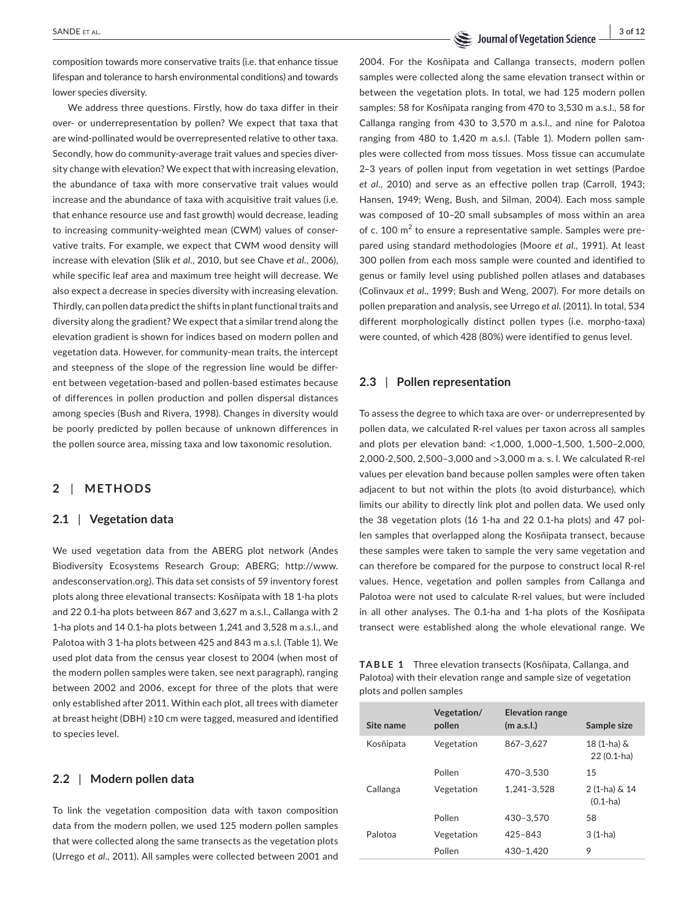composition towards more conservative traits (i.e. that enhance tissue lifespan and tolerance to harsh environmental conditions) and towards lower species diversity.

We address three questions. Firstly, how do taxa differ in their over- or underrepresentation by pollen? We expect that taxa that are wind-pollinated would be overrepresented relative to other taxa. Secondly, how do community-average trait values and species diversity change with elevation? We expect that with increasing elevation, the abundance of taxa with more conservative trait values would increase and the abundance of taxa with acquisitive trait values (i.e. that enhance resource use and fast growth) would decrease, leading to increasing community-weighted mean (CWM) values of conservative traits. For example, we expect that CWM wood density will increase with elevation (Slik *et al*., 2010, but see Chave *et al*., 2006), while specific leaf area and maximum tree height will decrease. We also expect a decrease in species diversity with increasing elevation. Thirdly, can pollen data predict the shifts in plant functional traits and diversity along the gradient? We expect that a similar trend along the elevation gradient is shown for indices based on modern pollen and vegetation data. However, for community-mean traits, the intercept and steepness of the slope of the regression line would be different between vegetation-based and pollen-based estimates because of differences in pollen production and pollen dispersal distances among species (Bush and Rivera, 1998). Changes in diversity would be poorly predicted by pollen because of unknown differences in the pollen source area, missing taxa and low taxonomic resolution.

## 2 | METHODS

### 2.1 | Vegetation data

We used vegetation data from the ABERG plot network (Andes Biodiversity Ecosystems Research Group; ABERG; http://www.andesconservation.org). This data set consists of 59 inventory forest plots along three elevational transects: Kosñipata with 18 1-ha plots and 22 0.1-ha plots between 867 and 3,627 m a.s.l., Callanga with 2 1-ha plots and 14 0.1-ha plots between 1,241 and 3,528 m a.s.l., and Palotoa with 3 1-ha plots between 425 and 843 m a.s.l. (Table 1). We used plot data from the census year closest to 2004 (when most of the modern pollen samples were taken, see next paragraph), ranging between 2002 and 2006, except for three of the plots that were only established after 2011. Within each plot, all trees with diameter at breast height (DBH) ≥10 cm were tagged, measured and identified to species level.

### 2.2 | Modern pollen data

To link the vegetation composition data with taxon composition data from the modern pollen, we used 125 modern pollen samples that were collected along the same transects as the vegetation plots (Urrego *et al*., 2011). All samples were collected between 2001 and 2004. For the Kosñipata and Callanga transects, modern pollen samples were collected along the same elevation transect within or between the vegetation plots. In total, we had 125 modern pollen samples: 58 for Kosñipata ranging from 470 to 3,530 m a.s.l., 58 for Callanga ranging from 430 to 3,570 m a.s.l., and nine for Palotoa ranging from 480 to 1,420 m a.s.l. (Table 1). Modern pollen samples were collected from moss tissues. Moss tissue can accumulate 2–3 years of pollen input from vegetation in wet settings (Pardoe *et al*., 2010) and serve as an effective pollen trap (Carroll, 1943; Hansen, 1949; Weng, Bush, and Silman, 2004). Each moss sample was composed of 10–20 small subsamples of moss within an area of c. 100 m$^2$ to ensure a representative sample. Samples were prepared using standard methodologies (Moore *et al*., 1991). At least 300 pollen from each moss sample were counted and identified to genus or family level using published pollen atlases and databases (Colinvaux *et al*., 1999; Bush and Weng, 2007). For more details on pollen preparation and analysis, see Urrego *et al*. (2011). In total, 534 different morphologically distinct pollen types (i.e. morpho-taxa) were counted, of which 428 (80%) were identified to genus level.

### 2.3 | Pollen representation

To assess the degree to which taxa are over- or underrepresented by pollen data, we calculated R-rel values per taxon across all samples and plots per elevation band: <1,000, 1,000–1,500, 1,500–2,000, 2,000-2,500, 2,500–3,000 and >3,000 m a. s. l. We calculated R-rel values per elevation band because pollen samples were often taken adjacent to but not within the plots (to avoid disturbance), which limits our ability to directly link plot and pollen data. We used only the 38 vegetation plots (16 1-ha and 22 0.1-ha plots) and 47 pollen samples that overlapped along the Kosñipata transect, because these samples were taken to sample the very same vegetation and can therefore be compared for the purpose to construct local R-rel values. Hence, vegetation and pollen samples from Callanga and Palotoa were not used to calculate R-rel values, but were included in all other analyses. The 0.1-ha and 1-ha plots of the Kosñipata transect were established along the whole elevational range. We

**TABLE 1** Three elevation transects (Kosñipata, Callanga, and Palotoa) with their elevation range and sample size of vegetation plots and pollen samples

| Site name | Vegetation/ pollen | Elevation range (m a.s.l.) | Sample size |
|---|---|---|---|
| Kosñipata | Vegetation | 867–3,627 | 18 (1-ha) & 22 (0.1-ha) |
| | Pollen | 470–3,530 | 15 |
| Callanga | Vegetation | 1,241–3,528 | 2 (1-ha) & 14 (0.1-ha) |
| | Pollen | 430–3,570 | 58 |
| Palotoa | Vegetation | 425–843 | 3 (1-ha) |
| | Pollen | 430–1,420 | 9 |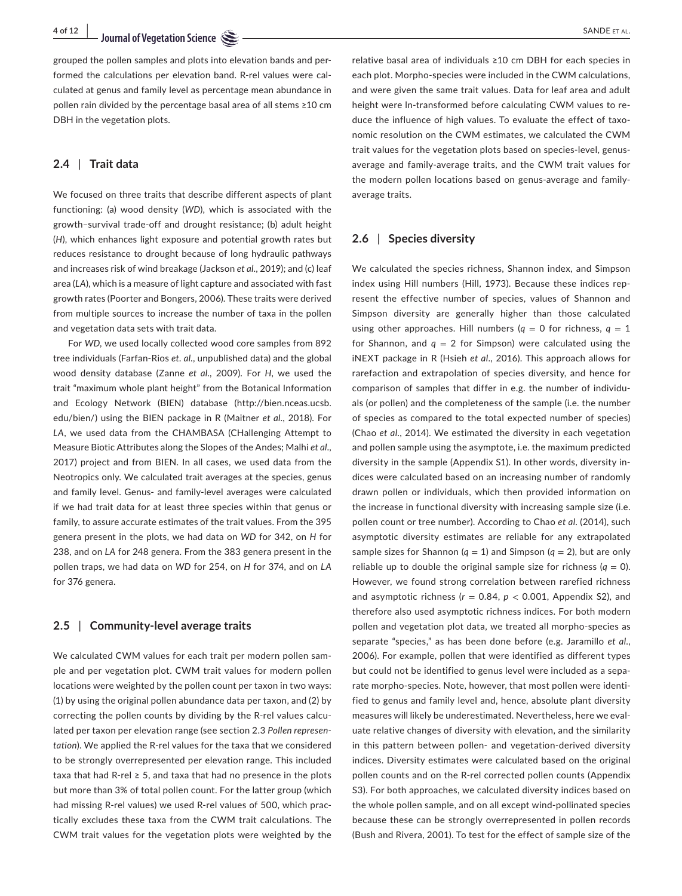grouped the pollen samples and plots into elevation bands and performed the calculations per elevation band. R-rel values were calculated at genus and family level as percentage mean abundance in pollen rain divided by the percentage basal area of all stems ≥10 cm DBH in the vegetation plots.

### 2.4 | Trait data

We focused on three traits that describe different aspects of plant functioning: (a) wood density (*WD*), which is associated with the growth–survival trade-off and drought resistance; (b) adult height (*H*), which enhances light exposure and potential growth rates but reduces resistance to drought because of long hydraulic pathways and increases risk of wind breakage (Jackson *et al*., 2019); and (c) leaf area (*LA*), which is a measure of light capture and associated with fast growth rates (Poorter and Bongers, 2006). These traits were derived from multiple sources to increase the number of taxa in the pollen and vegetation data sets with trait data.

For *WD*, we used locally collected wood core samples from 892 tree individuals (Farfan-Rios *et. al*., unpublished data) and the global wood density database (Zanne *et al*., 2009). For *H*, we used the trait "maximum whole plant height" from the Botanical Information and Ecology Network (BIEN) database (http://bien.nceas.ucsb.edu/bien/) using the BIEN package in R (Maitner *et al*., 2018). For *LA*, we used data from the CHAMBASA (CHallenging Attempt to Measure Biotic Attributes along the Slopes of the Andes; Malhi *et al*., 2017) project and from BIEN. In all cases, we used data from the Neotropics only. We calculated trait averages at the species, genus and family level. Genus- and family-level averages were calculated if we had trait data for at least three species within that genus or family, to assure accurate estimates of the trait values. From the 395 genera present in the plots, we had data on *WD* for 342, on *H* for 238, and on *LA* for 248 genera. From the 383 genera present in the pollen traps, we had data on *WD* for 254, on *H* for 374, and on *LA* for 376 genera.

### 2.5 | Community-level average traits

We calculated CWM values for each trait per modern pollen sample and per vegetation plot. CWM trait values for modern pollen locations were weighted by the pollen count per taxon in two ways: (1) by using the original pollen abundance data per taxon, and (2) by correcting the pollen counts by dividing by the R-rel values calculated per taxon per elevation range (see section 2.3 *Pollen representation*). We applied the R-rel values for the taxa that we considered to be strongly overrepresented per elevation range. This included taxa that had R-rel ≥ 5, and taxa that had no presence in the plots but more than 3% of total pollen count. For the latter group (which had missing R-rel values) we used R-rel values of 500, which practically excludes these taxa from the CWM trait calculations. The CWM trait values for the vegetation plots were weighted by the relative basal area of individuals ≥10 cm DBH for each species in each plot. Morpho-species were included in the CWM calculations, and were given the same trait values. Data for leaf area and adult height were ln-transformed before calculating CWM values to reduce the influence of high values. To evaluate the effect of taxonomic resolution on the CWM estimates, we calculated the CWM trait values for the vegetation plots based on species-level, genus-average and family-average traits, and the CWM trait values for the modern pollen locations based on genus-average and family-average traits.

### 2.6 | Species diversity

We calculated the species richness, Shannon index, and Simpson index using Hill numbers (Hill, 1973). Because these indices represent the effective number of species, values of Shannon and Simpson diversity are generally higher than those calculated using other approaches. Hill numbers ($q = 0$ for richness, $q = 1$ for Shannon, and $q = 2$ for Simpson) were calculated using the iNEXT package in R (Hsieh *et al*., 2016). This approach allows for rarefaction and extrapolation of species diversity, and hence for comparison of samples that differ in e.g. the number of individuals (or pollen) and the completeness of the sample (i.e. the number of species as compared to the total expected number of species) (Chao *et al*., 2014). We estimated the diversity in each vegetation and pollen sample using the asymptote, i.e. the maximum predicted diversity in the sample (Appendix S1). In other words, diversity indices were calculated based on an increasing number of randomly drawn pollen or individuals, which then provided information on the increase in functional diversity with increasing sample size (i.e. pollen count or tree number). According to Chao *et al*. (2014), such asymptotic diversity estimates are reliable for any extrapolated sample sizes for Shannon ($q = 1$) and Simpson ($q = 2$), but are only reliable up to double the original sample size for richness ($q = 0$). However, we found strong correlation between rarefied richness and asymptotic richness ($r = 0.84$, $p < 0.001$, Appendix S2), and therefore also used asymptotic richness indices. For both modern pollen and vegetation plot data, we treated all morpho-species as separate "species," as has been done before (e.g. Jaramillo *et al*., 2006). For example, pollen that were identified as different types but could not be identified to genus level were included as a separate morpho-species. Note, however, that most pollen were identified to genus and family level and, hence, absolute plant diversity measures will likely be underestimated. Nevertheless, here we evaluate relative changes of diversity with elevation, and the similarity in this pattern between pollen- and vegetation-derived diversity indices. Diversity estimates were calculated based on the original pollen counts and on the R-rel corrected pollen counts (Appendix S3). For both approaches, we calculated diversity indices based on the whole pollen sample, and on all except wind-pollinated species because these can be strongly overrepresented in pollen records (Bush and Rivera, 2001). To test for the effect of sample size of the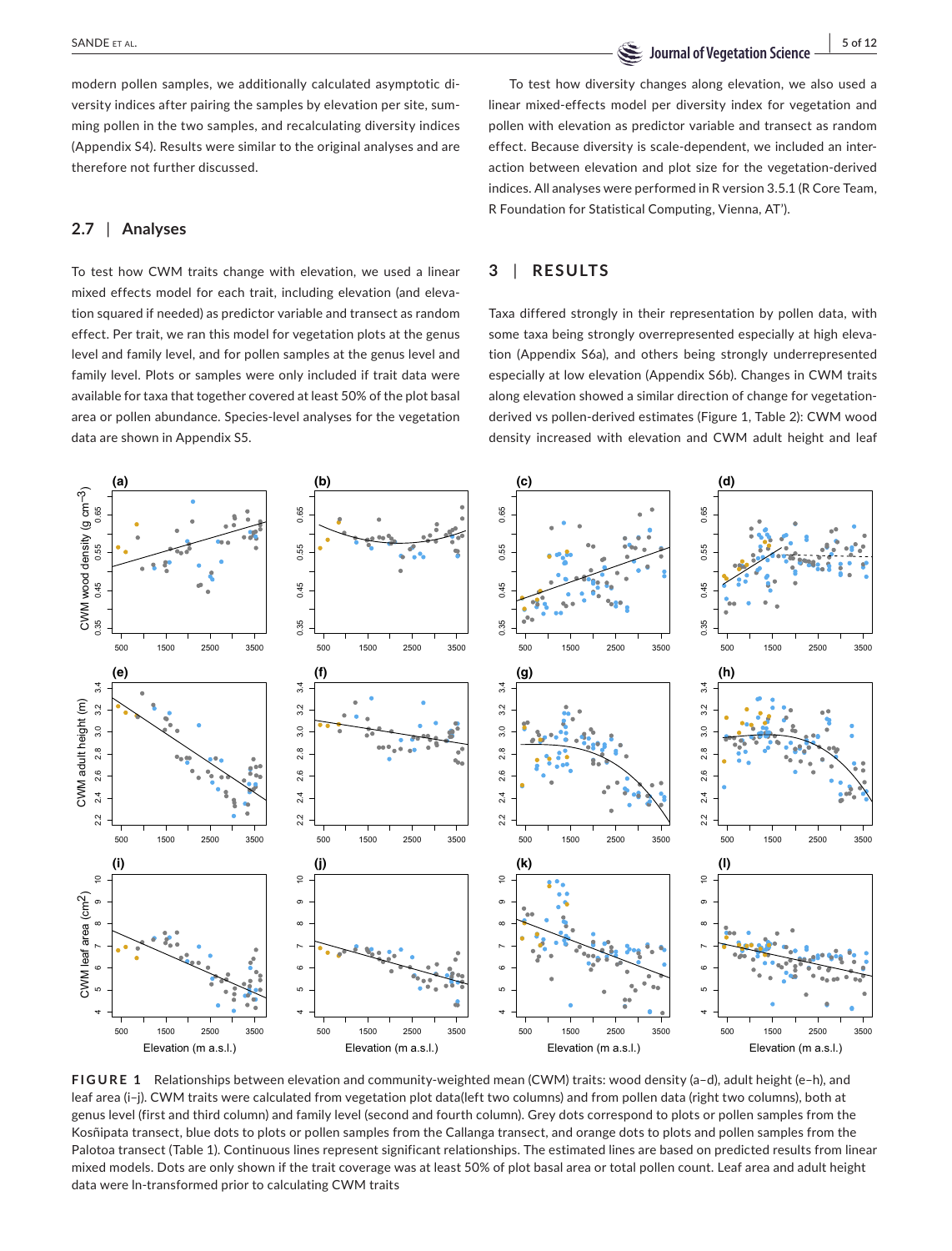modern pollen samples, we additionally calculated asymptotic diversity indices after pairing the samples by elevation per site, summing pollen in the two samples, and recalculating diversity indices (Appendix S4). Results were similar to the original analyses and are therefore not further discussed.

### 2.7 | Analyses

To test how CWM traits change with elevation, we used a linear mixed effects model for each trait, including elevation (and elevation squared if needed) as predictor variable and transect as random effect. Per trait, we ran this model for vegetation plots at the genus level and family level, and for pollen samples at the genus level and family level. Plots or samples were only included if trait data were available for taxa that together covered at least 50% of the plot basal area or pollen abundance. Species-level analyses for the vegetation data are shown in Appendix S5.

To test how diversity changes along elevation, we also used a linear mixed-effects model per diversity index for vegetation and pollen with elevation as predictor variable and transect as random effect. Because diversity is scale-dependent, we included an interaction between elevation and plot size for the vegetation-derived indices. All analyses were performed in R version 3.5.1 (R Core Team, R Foundation for Statistical Computing, Vienna, AT').

## 3 | RESULTS

Taxa differed strongly in their representation by pollen data, with some taxa being strongly overrepresented especially at high elevation (Appendix S6a), and others being strongly underrepresented especially at low elevation (Appendix S6b). Changes in CWM traits along elevation showed a similar direction of change for vegetation-derived vs pollen-derived estimates (Figure 1, Table 2): CWM wood density increased with elevation and CWM adult height and leaf

**FIGURE 1** Relationships between elevation and community-weighted mean (CWM) traits: wood density (a–d), adult height (e–h), and leaf area (i–j). CWM traits were calculated from vegetation plot data(left two columns) and from pollen data (right two columns), both at genus level (first and third column) and family level (second and fourth column). Grey dots correspond to plots or pollen samples from the Kosñipata transect, blue dots to plots or pollen samples from the Callanga transect, and orange dots to plots and pollen samples from the Palotoa transect (Table 1). Continuous lines represent significant relationships. The estimated lines are based on predicted results from linear mixed models. Dots are only shown if the trait coverage was at least 50% of plot basal area or total pollen count. Leaf area and adult height data were ln-transformed prior to calculating CWM traits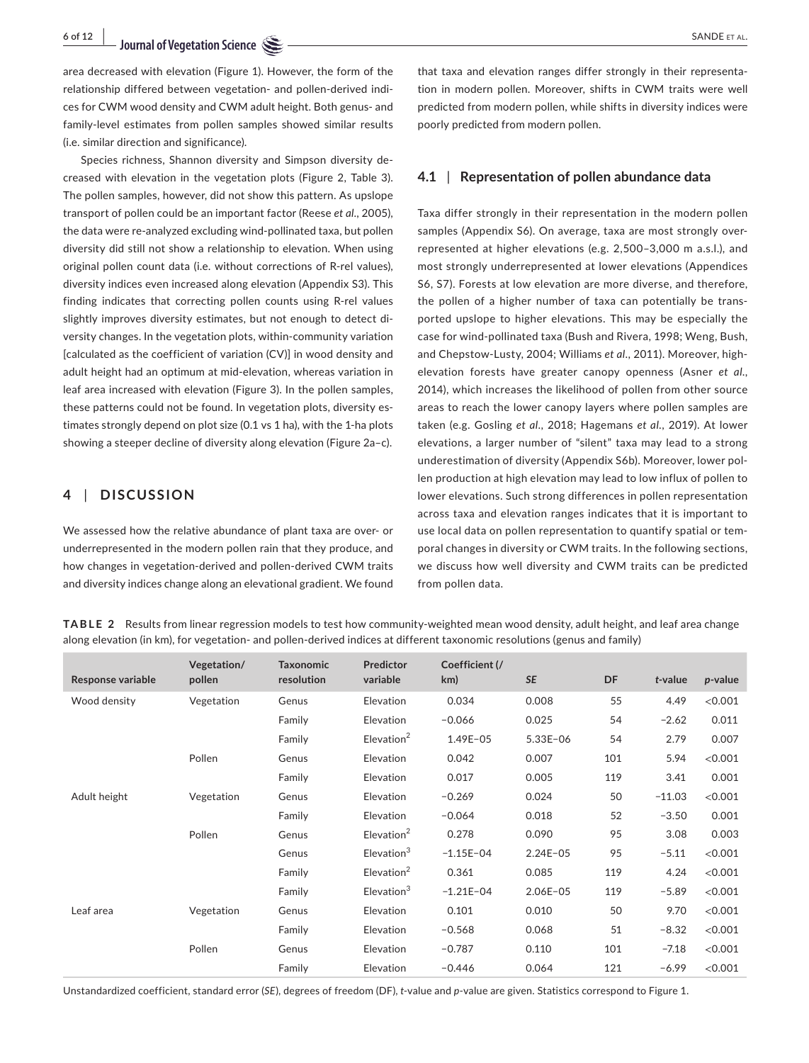area decreased with elevation (Figure 1). However, the form of the relationship differed between vegetation- and pollen-derived indices for CWM wood density and CWM adult height. Both genus- and family-level estimates from pollen samples showed similar results (i.e. similar direction and significance).

Species richness, Shannon diversity and Simpson diversity decreased with elevation in the vegetation plots (Figure 2, Table 3). The pollen samples, however, did not show this pattern. As upslope transport of pollen could be an important factor (Reese *et al.*, 2005), the data were re-analyzed excluding wind-pollinated taxa, but pollen diversity did still not show a relationship to elevation. When using original pollen count data (i.e. without corrections of R-rel values), diversity indices even increased along elevation (Appendix S3). This finding indicates that correcting pollen counts using R-rel values slightly improves diversity estimates, but not enough to detect diversity changes. In the vegetation plots, within-community variation [calculated as the coefficient of variation (CV)] in wood density and adult height had an optimum at mid-elevation, whereas variation in leaf area increased with elevation (Figure 3). In the pollen samples, these patterns could not be found. In vegetation plots, diversity estimates strongly depend on plot size (0.1 vs 1 ha), with the 1-ha plots showing a steeper decline of diversity along elevation (Figure 2a–c).

## 4 | DISCUSSION

We assessed how the relative abundance of plant taxa are over- or underrepresented in the modern pollen rain that they produce, and how changes in vegetation-derived and pollen-derived CWM traits and diversity indices change along an elevational gradient. We found that taxa and elevation ranges differ strongly in their representation in modern pollen. Moreover, shifts in CWM traits were well predicted from modern pollen, while shifts in diversity indices were poorly predicted from modern pollen.

### 4.1 | Representation of pollen abundance data

Taxa differ strongly in their representation in the modern pollen samples (Appendix S6). On average, taxa are most strongly overrepresented at higher elevations (e.g. 2,500–3,000 m a.s.l.), and most strongly underrepresented at lower elevations (Appendices S6, S7). Forests at low elevation are more diverse, and therefore, the pollen of a higher number of taxa can potentially be transported upslope to higher elevations. This may be especially the case for wind-pollinated taxa (Bush and Rivera, 1998; Weng, Bush, and Chepstow-Lusty, 2004; Williams *et al.*, 2011). Moreover, high-elevation forests have greater canopy openness (Asner *et al.*, 2014), which increases the likelihood of pollen from other source areas to reach the lower canopy layers where pollen samples are taken (e.g. Gosling *et al.*, 2018; Hagemans *et al.*, 2019). At lower elevations, a larger number of "silent" taxa may lead to a strong underestimation of diversity (Appendix S6b). Moreover, lower pollen production at high elevation may lead to low influx of pollen to lower elevations. Such strong differences in pollen representation across taxa and elevation ranges indicates that it is important to use local data on pollen representation to quantify spatial or temporal changes in diversity or CWM traits. In the following sections, we discuss how well diversity and CWM traits can be predicted from pollen data.

**TABLE 2** Results from linear regression models to test how community-weighted mean wood density, adult height, and leaf area change along elevation (in km), for vegetation- and pollen-derived indices at different taxonomic resolutions (genus and family)

| Response variable | Vegetation/ pollen | Taxonomic resolution | Predictor variable | Coefficient (/ km) | *SE* | DF | *t*-value | *p*-value |
|---|---|---|---|---|---|---|---|---|
| Wood density | Vegetation | Genus | Elevation | 0.034 | 0.008 | 55 | 4.49 | <0.001 |
| | | Family | Elevation | −0.066 | 0.025 | 54 | −2.62 | 0.011 |
| | | Family | Elevation$^2$ | 1.49E−05 | 5.33E−06 | 54 | 2.79 | 0.007 |
| | Pollen | Genus | Elevation | 0.042 | 0.007 | 101 | 5.94 | <0.001 |
| | | Family | Elevation | 0.017 | 0.005 | 119 | 3.41 | 0.001 |
| Adult height | Vegetation | Genus | Elevation | −0.269 | 0.024 | 50 | −11.03 | <0.001 |
| | | Family | Elevation | −0.064 | 0.018 | 52 | −3.50 | 0.001 |
| | Pollen | Genus | Elevation$^2$ | 0.278 | 0.090 | 95 | 3.08 | 0.003 |
| | | Genus | Elevation$^3$ | −1.15E−04 | 2.24E−05 | 95 | −5.11 | <0.001 |
| | | Family | Elevation$^2$ | 0.361 | 0.085 | 119 | 4.24 | <0.001 |
| | | Family | Elevation$^3$ | −1.21E−04 | 2.06E−05 | 119 | −5.89 | <0.001 |
| Leaf area | Vegetation | Genus | Elevation | 0.101 | 0.010 | 50 | 9.70 | <0.001 |
| | | Family | Elevation | −0.568 | 0.068 | 51 | −8.32 | <0.001 |
| | Pollen | Genus | Elevation | −0.787 | 0.110 | 101 | −7.18 | <0.001 |
| | | Family | Elevation | −0.446 | 0.064 | 121 | −6.99 | <0.001 |

Unstandardized coefficient, standard error (*SE*), degrees of freedom (DF), *t*-value and *p*-value are given. Statistics correspond to Figure 1.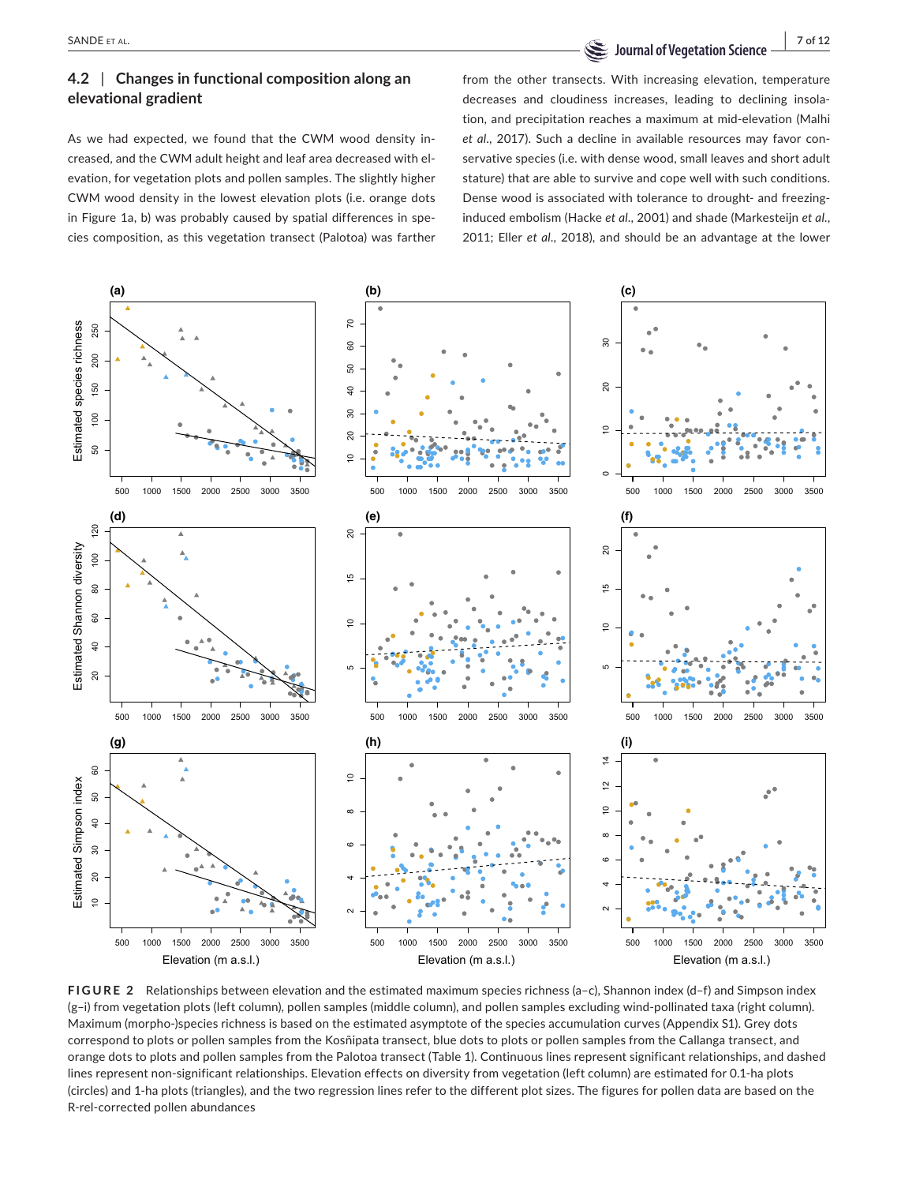## 4.2 | Changes in functional composition along an elevational gradient

As we had expected, we found that the CWM wood density increased, and the CWM adult height and leaf area decreased with elevation, for vegetation plots and pollen samples. The slightly higher CWM wood density in the lowest elevation plots (i.e. orange dots in Figure 1a, b) was probably caused by spatial differences in species composition, as this vegetation transect (Palotoa) was farther from the other transects. With increasing elevation, temperature decreases and cloudiness increases, leading to declining insolation, and precipitation reaches a maximum at mid-elevation (Malhi *et al*., 2017). Such a decline in available resources may favor conservative species (i.e. with dense wood, small leaves and short adult stature) that are able to survive and cope well with such conditions. Dense wood is associated with tolerance to drought- and freezing-induced embolism (Hacke *et al*., 2001) and shade (Markesteijn *et al*., 2011; Eller *et al*., 2018), and should be an advantage at the lower

**FIGURE 2** Relationships between elevation and the estimated maximum species richness (a–c), Shannon index (d–f) and Simpson index (g–i) from vegetation plots (left column), pollen samples (middle column), and pollen samples excluding wind-pollinated taxa (right column). Maximum (morpho-)species richness is based on the estimated asymptote of the species accumulation curves (Appendix S1). Grey dots correspond to plots or pollen samples from the Kosñipata transect, blue dots to plots or pollen samples from the Callanga transect, and orange dots to plots and pollen samples from the Palotoa transect (Table 1). Continuous lines represent significant relationships, and dashed lines represent non-significant relationships. Elevation effects on diversity from vegetation (left column) are estimated for 0.1-ha plots (circles) and 1-ha plots (triangles), and the two regression lines refer to the different plot sizes. The figures for pollen data are based on the R-rel-corrected pollen abundances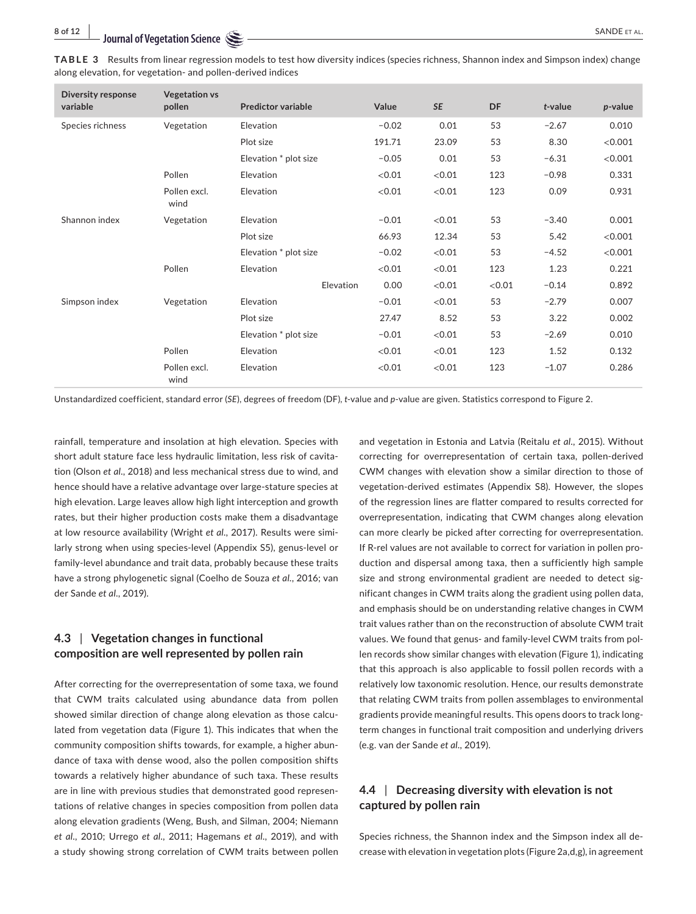**TABLE 3** Results from linear regression models to test how diversity indices (species richness, Shannon index and Simpson index) change along elevation, for vegetation- and pollen-derived indices

| Diversity response variable | Vegetation vs pollen | Predictor variable | Value | *SE* | DF | *t*-value | *p*-value |
|---|---|---|---|---|---|---|---|
| Species richness | Vegetation | Elevation | −0.02 | 0.01 | 53 | −2.67 | 0.010 |
| | | Plot size | 191.71 | 23.09 | 53 | 8.30 | <0.001 |
| | | Elevation * plot size | −0.05 | 0.01 | 53 | −6.31 | <0.001 |
| | Pollen | Elevation | <0.01 | <0.01 | 123 | −0.98 | 0.331 |
| | Pollen excl. wind | Elevation | <0.01 | <0.01 | 123 | 0.09 | 0.931 |
| Shannon index | Vegetation | Elevation | −0.01 | <0.01 | 53 | −3.40 | 0.001 |
| | | Plot size | 66.93 | 12.34 | 53 | 5.42 | <0.001 |
| | | Elevation * plot size | −0.02 | <0.01 | 53 | −4.52 | <0.001 |
| | Pollen | Elevation | <0.01 | <0.01 | 123 | 1.23 | 0.221 |
| | | Elevation | 0.00 | <0.01 | <0.01 | −0.14 | 0.892 |
| Simpson index | Vegetation | Elevation | −0.01 | <0.01 | 53 | −2.79 | 0.007 |
| | | Plot size | 27.47 | 8.52 | 53 | 3.22 | 0.002 |
| | | Elevation * plot size | −0.01 | <0.01 | 53 | −2.69 | 0.010 |
| | Pollen | Elevation | <0.01 | <0.01 | 123 | 1.52 | 0.132 |
| | Pollen excl. wind | Elevation | <0.01 | <0.01 | 123 | −1.07 | 0.286 |

Unstandardized coefficient, standard error (*SE*), degrees of freedom (DF), *t*-value and *p*-value are given. Statistics correspond to Figure 2.

rainfall, temperature and insolation at high elevation. Species with short adult stature face less hydraulic limitation, less risk of cavitation (Olson *et al*., 2018) and less mechanical stress due to wind, and hence should have a relative advantage over large-stature species at high elevation. Large leaves allow high light interception and growth rates, but their higher production costs make them a disadvantage at low resource availability (Wright *et al*., 2017). Results were similarly strong when using species-level (Appendix S5), genus-level or family-level abundance and trait data, probably because these traits have a strong phylogenetic signal (Coelho de Souza *et al*., 2016; van der Sande *et al*., 2019).

### 4.3 | Vegetation changes in functional composition are well represented by pollen rain

After correcting for the overrepresentation of some taxa, we found that CWM traits calculated using abundance data from pollen showed similar direction of change along elevation as those calculated from vegetation data (Figure 1). This indicates that when the community composition shifts towards, for example, a higher abundance of taxa with dense wood, also the pollen composition shifts towards a relatively higher abundance of such taxa. These results are in line with previous studies that demonstrated good representations of relative changes in species composition from pollen data along elevation gradients (Weng, Bush, and Silman, 2004; Niemann *et al*., 2010; Urrego *et al*., 2011; Hagemans *et al*., 2019), and with a study showing strong correlation of CWM traits between pollen and vegetation in Estonia and Latvia (Reitalu *et al*., 2015). Without correcting for overrepresentation of certain taxa, pollen-derived CWM changes with elevation show a similar direction to those of vegetation-derived estimates (Appendix S8). However, the slopes of the regression lines are flatter compared to results corrected for overrepresentation, indicating that CWM changes along elevation can more clearly be picked after correcting for overrepresentation. If R-rel values are not available to correct for variation in pollen production and dispersal among taxa, then a sufficiently high sample size and strong environmental gradient are needed to detect significant changes in CWM traits along the gradient using pollen data, and emphasis should be on understanding relative changes in CWM trait values rather than on the reconstruction of absolute CWM trait values. We found that genus- and family-level CWM traits from pollen records show similar changes with elevation (Figure 1), indicating that this approach is also applicable to fossil pollen records with a relatively low taxonomic resolution. Hence, our results demonstrate that relating CWM traits from pollen assemblages to environmental gradients provide meaningful results. This opens doors to track long-term changes in functional trait composition and underlying drivers (e.g. van der Sande *et al*., 2019).

### 4.4 | Decreasing diversity with elevation is not captured by pollen rain

Species richness, the Shannon index and the Simpson index all decrease with elevation in vegetation plots (Figure 2a,d,g), in agreement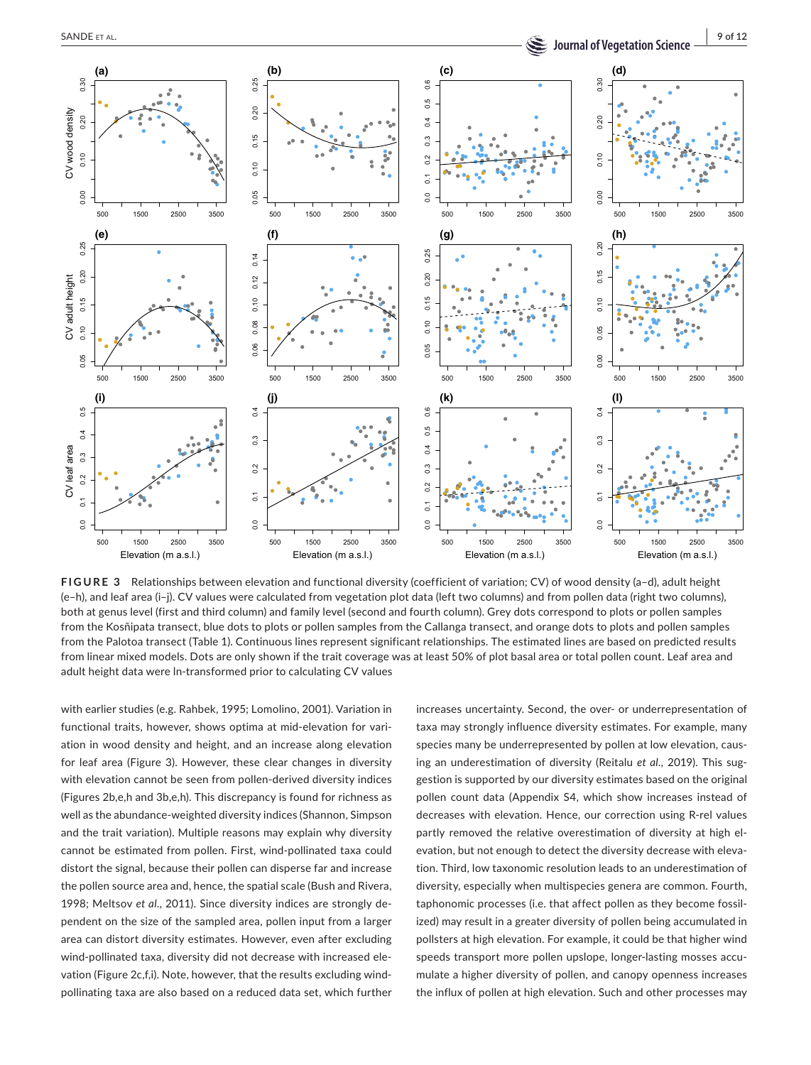**FIGURE 3** Relationships between elevation and functional diversity (coefficient of variation; CV) of wood density (a–d), adult height (e–h), and leaf area (i–j). CV values were calculated from vegetation plot data (left two columns) and from pollen data (right two columns), both at genus level (first and third column) and family level (second and fourth column). Grey dots correspond to plots or pollen samples from the Kosñipata transect, blue dots to plots or pollen samples from the Callanga transect, and orange dots to plots and pollen samples from the Palotoa transect (Table 1). Continuous lines represent significant relationships. The estimated lines are based on predicted results from linear mixed models. Dots are only shown if the trait coverage was at least 50% of plot basal area or total pollen count. Leaf area and adult height data were ln-transformed prior to calculating CV values

with earlier studies (e.g. Rahbek, 1995; Lomolino, 2001). Variation in functional traits, however, shows optima at mid-elevation for variation in wood density and height, and an increase along elevation for leaf area (Figure 3). However, these clear changes in diversity with elevation cannot be seen from pollen-derived diversity indices (Figures 2b,e,h and 3b,e,h). This discrepancy is found for richness as well as the abundance-weighted diversity indices (Shannon, Simpson and the trait variation). Multiple reasons may explain why diversity cannot be estimated from pollen. First, wind-pollinated taxa could distort the signal, because their pollen can disperse far and increase the pollen source area and, hence, the spatial scale (Bush and Rivera, 1998; Meltsov *et al.*, 2011). Since diversity indices are strongly dependent on the size of the sampled area, pollen input from a larger area can distort diversity estimates. However, even after excluding wind-pollinated taxa, diversity did not decrease with increased elevation (Figure 2c,f,i). Note, however, that the results excluding wind-pollinating taxa are also based on a reduced data set, which further increases uncertainty. Second, the over- or underrepresentation of taxa may strongly influence diversity estimates. For example, many species many be underrepresented by pollen at low elevation, causing an underestimation of diversity (Reitalu *et al.*, 2019). This suggestion is supported by our diversity estimates based on the original pollen count data (Appendix S4, which show increases instead of decreases with elevation. Hence, our correction using R-rel values partly removed the relative overestimation of diversity at high elevation, but not enough to detect the diversity decrease with elevation. Third, low taxonomic resolution leads to an underestimation of diversity, especially when multispecies genera are common. Fourth, taphonomic processes (i.e. that affect pollen as they become fossilized) may result in a greater diversity of pollen being accumulated in pollsters at high elevation. For example, it could be that higher wind speeds transport more pollen upslope, longer-lasting mosses accumulate a higher diversity of pollen, and canopy openness increases the influx of pollen at high elevation. Such and other processes may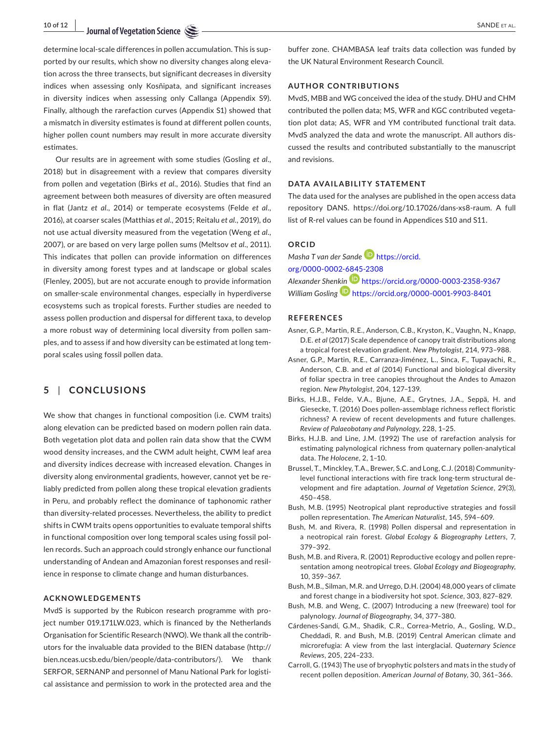determine local-scale differences in pollen accumulation. This is supported by our results, which show no diversity changes along elevation across the three transects, but significant decreases in diversity indices when assessing only Kosñipata, and significant increases in diversity indices when assessing only Callanga (Appendix S9). Finally, although the rarefaction curves (Appendix S1) showed that a mismatch in diversity estimates is found at different pollen counts, higher pollen count numbers may result in more accurate diversity estimates.

Our results are in agreement with some studies (Gosling *et al*., 2018) but in disagreement with a review that compares diversity from pollen and vegetation (Birks *et al*., 2016). Studies that find an agreement between both measures of diversity are often measured in flat (Jantz *et al*., 2014) or temperate ecosystems (Felde *et al*., 2016), at coarser scales (Matthias *et al*., 2015; Reitalu *et al*., 2019), do not use actual diversity measured from the vegetation (Weng *et al*., 2007), or are based on very large pollen sums (Meltsov *et al*., 2011). This indicates that pollen can provide information on differences in diversity among forest types and at landscape or global scales (Flenley, 2005), but are not accurate enough to provide information on smaller-scale environmental changes, especially in hyperdiverse ecosystems such as tropical forests. Further studies are needed to assess pollen production and dispersal for different taxa, to develop a more robust way of determining local diversity from pollen samples, and to assess if and how diversity can be estimated at long temporal scales using fossil pollen data.

## 5 | CONCLUSIONS

We show that changes in functional composition (i.e. CWM traits) along elevation can be predicted based on modern pollen rain data. Both vegetation plot data and pollen rain data show that the CWM wood density increases, and the CWM adult height, CWM leaf area and diversity indices decrease with increased elevation. Changes in diversity along environmental gradients, however, cannot yet be reliably predicted from pollen along these tropical elevation gradients in Peru, and probably reflect the dominance of taphonomic rather than diversity-related processes. Nevertheless, the ability to predict shifts in CWM traits opens opportunities to evaluate temporal shifts in functional composition over long temporal scales using fossil pollen records. Such an approach could strongly enhance our functional understanding of Andean and Amazonian forest responses and resilience in response to climate change and human disturbances.

### ACKNOWLEDGEMENTS

MvdS is supported by the Rubicon research programme with project number 019.171LW.023, which is financed by the Netherlands Organisation for Scientific Research (NWO). We thank all the contributors for the invaluable data provided to the BIEN database (http://bien.nceas.ucsb.edu/bien/people/data-contributors/). We thank SERFOR, SERNANP and personnel of Manu National Park for logistical assistance and permission to work in the protected area and the buffer zone. CHAMBASA leaf traits data collection was funded by the UK Natural Environment Research Council.

### AUTHOR CONTRIBUTIONS

MvdS, MBB and WG conceived the idea of the study. DHU and CHM contributed the pollen data; MS, WFR and KGC contributed vegetation plot data; AS, WFR and YM contributed functional trait data. MvdS analyzed the data and wrote the manuscript. All authors discussed the results and contributed substantially to the manuscript and revisions.

### DATA AVAILABILITY STATEMENT

The data used for the analyses are published in the open access data repository DANS. https://doi.org/10.17026/dans-xs8-raum. A full list of R-rel values can be found in Appendices S10 and S11.

### ORCID

*Masha T van der Sande* https://orcid.org/0000-0002-6845-2308
*Alexander Shenkin* https://orcid.org/0000-0003-2358-9367
*William Gosling* https://orcid.org/0000-0001-9903-8401

### REFERENCES

Asner, G.P., Martin, R.E., Anderson, C.B., Kryston, K., Vaughn, N., Knapp, D.E. *et al* (2017) Scale dependence of canopy trait distributions along a tropical forest elevation gradient. *New Phytologist*, 214, 973–988.

Asner, G.P., Martin, R.E., Carranza-Jiménez, L., Sinca, F., Tupayachi, R., Anderson, C.B. and *et al* (2014) Functional and biological diversity of foliar spectra in tree canopies throughout the Andes to Amazon region. *New Phytologist*, 204, 127–139.

Birks, H.J.B., Felde, V.A., Bjune, A.E., Grytnes, J.A., Seppä, H. and Giesecke, T. (2016) Does pollen-assemblage richness reflect floristic richness? A review of recent developments and future challenges. *Review of Palaeobotany and Palynology*, 228, 1–25.

Birks, H.J.B. and Line, J.M. (1992) The use of rarefaction analysis for estimating palynological richness from quaternary pollen-analytical data. *The Holocene*, 2, 1–10.

Brussel, T., Minckley, T.A., Brewer, S.C. and Long, C.J. (2018) Community-level functional interactions with fire track long-term structural development and fire adaptation. *Journal of Vegetation Science*, 29(3), 450–458.

Bush, M.B. (1995) Neotropical plant reproductive strategies and fossil pollen representation. *The American Naturalist*, 145, 594–609.

Bush, M. and Rivera, R. (1998) Pollen dispersal and representation in a neotropical rain forest. *Global Ecology & Biogeography Letters*, 7, 379–392.

Bush, M.B. and Rivera, R. (2001) Reproductive ecology and pollen representation among neotropical trees. *Global Ecology and Biogeography*, 10, 359–367.

Bush, M.B., Silman, M.R. and Urrego, D.H. (2004) 48,000 years of climate and forest change in a biodiversity hot spot. *Science*, 303, 827–829.

Bush, M.B. and Weng, C. (2007) Introducing a new (freeware) tool for palynology. *Journal of Biogeography*, 34, 377–380.

Cárdenes-Sandí, G.M., Shadik, C.R., Correa-Metrio, A., Gosling, W.D., Cheddadi, R. and Bush, M.B. (2019) Central American climate and microrefugia: A view from the last interglacial. *Quaternary Science Reviews*, 205, 224–233.

Carroll, G. (1943) The use of bryophytic polsters and mats in the study of recent pollen deposition. *American Journal of Botany*, 30, 361–366.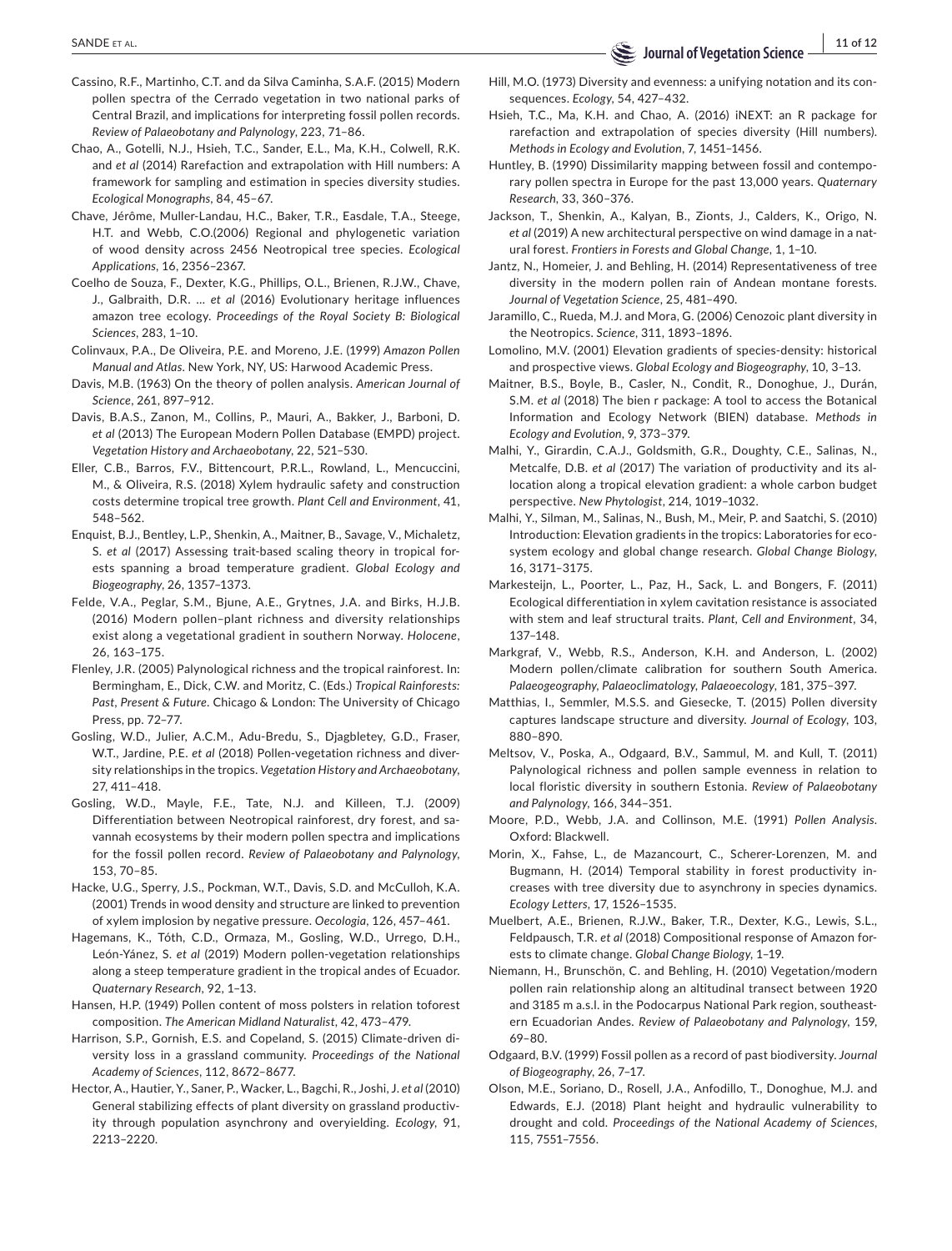Cassino, R.F., Martinho, C.T. and da Silva Caminha, S.A.F. (2015) Modern pollen spectra of the Cerrado vegetation in two national parks of Central Brazil, and implications for interpreting fossil pollen records. *Review of Palaeobotany and Palynology*, 223, 71–86.

Chao, A., Gotelli, N.J., Hsieh, T.C., Sander, E.L., Ma, K.H., Colwell, R.K. and *et al* (2014) Rarefaction and extrapolation with Hill numbers: A framework for sampling and estimation in species diversity studies. *Ecological Monographs*, 84, 45–67.

Chave, Jérôme, Muller-Landau, H.C., Baker, T.R., Easdale, T.A., Steege, H.T. and Webb, C.O.(2006) Regional and phylogenetic variation of wood density across 2456 Neotropical tree species. *Ecological Applications*, 16, 2356–2367.

Coelho de Souza, F., Dexter, K.G., Phillips, O.L., Brienen, R.J.W., Chave, J., Galbraith, D.R. … *et al* (2016) Evolutionary heritage influences amazon tree ecology. *Proceedings of the Royal Society B: Biological Sciences*, 283, 1–10.

Colinvaux, P.A., De Oliveira, P.E. and Moreno, J.E. (1999) *Amazon Pollen Manual and Atlas*. New York, NY, US: Harwood Academic Press.

Davis, M.B. (1963) On the theory of pollen analysis. *American Journal of Science*, 261, 897–912.

Davis, B.A.S., Zanon, M., Collins, P., Mauri, A., Bakker, J., Barboni, D. *et al* (2013) The European Modern Pollen Database (EMPD) project. *Vegetation History and Archaeobotany*, 22, 521–530.

Eller, C.B., Barros, F.V., Bittencourt, P.R.L., Rowland, L., Mencuccini, M., & Oliveira, R.S. (2018) Xylem hydraulic safety and construction costs determine tropical tree growth. *Plant Cell and Environment*, 41, 548–562.

Enquist, B.J., Bentley, L.P., Shenkin, A., Maitner, B., Savage, V., Michaletz, S. *et al* (2017) Assessing trait-based scaling theory in tropical forests spanning a broad temperature gradient. *Global Ecology and Biogeography*, 26, 1357–1373.

Felde, V.A., Peglar, S.M., Bjune, A.E., Grytnes, J.A. and Birks, H.J.B. (2016) Modern pollen–plant richness and diversity relationships exist along a vegetational gradient in southern Norway. *Holocene*, 26, 163–175.

Flenley, J.R. (2005) Palynological richness and the tropical rainforest. In: Bermingham, E., Dick, C.W. and Moritz, C. (Eds.) *Tropical Rainforests: Past, Present & Future*. Chicago & London: The University of Chicago Press, pp. 72–77.

Gosling, W.D., Julier, A.C.M., Adu-Bredu, S., Djagbletey, G.D., Fraser, W.T., Jardine, P.E. *et al* (2018) Pollen-vegetation richness and diversity relationships in the tropics. *Vegetation History and Archaeobotany*, 27, 411–418.

Gosling, W.D., Mayle, F.E., Tate, N.J. and Killeen, T.J. (2009) Differentiation between Neotropical rainforest, dry forest, and savannah ecosystems by their modern pollen spectra and implications for the fossil pollen record. *Review of Palaeobotany and Palynology*, 153, 70–85.

Hacke, U.G., Sperry, J.S., Pockman, W.T., Davis, S.D. and McCulloh, K.A. (2001) Trends in wood density and structure are linked to prevention of xylem implosion by negative pressure. *Oecologia*, 126, 457–461.

Hagemans, K., Tóth, C.D., Ormaza, M., Gosling, W.D., Urrego, D.H., León-Yánez, S. *et al* (2019) Modern pollen-vegetation relationships along a steep temperature gradient in the tropical andes of Ecuador. *Quaternary Research*, 92, 1–13.

Hansen, H.P. (1949) Pollen content of moss polsters in relation toforest composition. *The American Midland Naturalist*, 42, 473–479.

Harrison, S.P., Gornish, E.S. and Copeland, S. (2015) Climate-driven diversity loss in a grassland community. *Proceedings of the National Academy of Sciences*, 112, 8672–8677.

Hector, A., Hautier, Y., Saner, P., Wacker, L., Bagchi, R., Joshi, J. *et al* (2010) General stabilizing effects of plant diversity on grassland productivity through population asynchrony and overyielding. *Ecology*, 91, 2213–2220.

Hill, M.O. (1973) Diversity and evenness: a unifying notation and its consequences. *Ecology*, 54, 427–432.

Hsieh, T.C., Ma, K.H. and Chao, A. (2016) iNEXT: an R package for rarefaction and extrapolation of species diversity (Hill numbers). *Methods in Ecology and Evolution*, 7, 1451–1456.

Huntley, B. (1990) Dissimilarity mapping between fossil and contemporary pollen spectra in Europe for the past 13,000 years. *Quaternary Research*, 33, 360–376.

Jackson, T., Shenkin, A., Kalyan, B., Zionts, J., Calders, K., Origo, N. *et al* (2019) A new architectural perspective on wind damage in a natural forest. *Frontiers in Forests and Global Change*, 1, 1–10.

Jantz, N., Homeier, J. and Behling, H. (2014) Representativeness of tree diversity in the modern pollen rain of Andean montane forests. *Journal of Vegetation Science*, 25, 481–490.

Jaramillo, C., Rueda, M.J. and Mora, G. (2006) Cenozoic plant diversity in the Neotropics. *Science*, 311, 1893–1896.

Lomolino, M.V. (2001) Elevation gradients of species-density: historical and prospective views. *Global Ecology and Biogeography*, 10, 3–13.

Maitner, B.S., Boyle, B., Casler, N., Condit, R., Donoghue, J., Durán, S.M. *et al* (2018) The bien r package: A tool to access the Botanical Information and Ecology Network (BIEN) database. *Methods in Ecology and Evolution*, 9, 373–379.

Malhi, Y., Girardin, C.A.J., Goldsmith, G.R., Doughty, C.E., Salinas, N., Metcalfe, D.B. *et al* (2017) The variation of productivity and its allocation along a tropical elevation gradient: a whole carbon budget perspective. *New Phytologist*, 214, 1019–1032.

Malhi, Y., Silman, M., Salinas, N., Bush, M., Meir, P. and Saatchi, S. (2010) Introduction: Elevation gradients in the tropics: Laboratories for ecosystem ecology and global change research. *Global Change Biology*, 16, 3171–3175.

Markesteijn, L., Poorter, L., Paz, H., Sack, L. and Bongers, F. (2011) Ecological differentiation in xylem cavitation resistance is associated with stem and leaf structural traits. *Plant, Cell and Environment*, 34, 137–148.

Markgraf, V., Webb, R.S., Anderson, K.H. and Anderson, L. (2002) Modern pollen/climate calibration for southern South America. *Palaeogeography, Palaeoclimatology, Palaeoecology*, 181, 375–397.

Matthias, I., Semmler, M.S.S. and Giesecke, T. (2015) Pollen diversity captures landscape structure and diversity. *Journal of Ecology*, 103, 880–890.

Meltsov, V., Poska, A., Odgaard, B.V., Sammul, M. and Kull, T. (2011) Palynological richness and pollen sample evenness in relation to local floristic diversity in southern Estonia. *Review of Palaeobotany and Palynology*, 166, 344–351.

Moore, P.D., Webb, J.A. and Collinson, M.E. (1991) *Pollen Analysis*. Oxford: Blackwell.

Morin, X., Fahse, L., de Mazancourt, C., Scherer-Lorenzen, M. and Bugmann, H. (2014) Temporal stability in forest productivity increases with tree diversity due to asynchrony in species dynamics. *Ecology Letters*, 17, 1526–1535.

Muelbert, A.E., Brienen, R.J.W., Baker, T.R., Dexter, K.G., Lewis, S.L., Feldpausch, T.R. *et al* (2018) Compositional response of Amazon forests to climate change. *Global Change Biology*, 1–19.

Niemann, H., Brunschön, C. and Behling, H. (2010) Vegetation/modern pollen rain relationship along an altitudinal transect between 1920 and 3185 m a.s.l. in the Podocarpus National Park region, southeastern Ecuadorian Andes. *Review of Palaeobotany and Palynology*, 159, 69–80.

Odgaard, B.V. (1999) Fossil pollen as a record of past biodiversity. *Journal of Biogeography*, 26, 7–17.

Olson, M.E., Soriano, D., Rosell, J.A., Anfodillo, T., Donoghue, M.J. and Edwards, E.J. (2018) Plant height and hydraulic vulnerability to drought and cold. *Proceedings of the National Academy of Sciences*, 115, 7551–7556.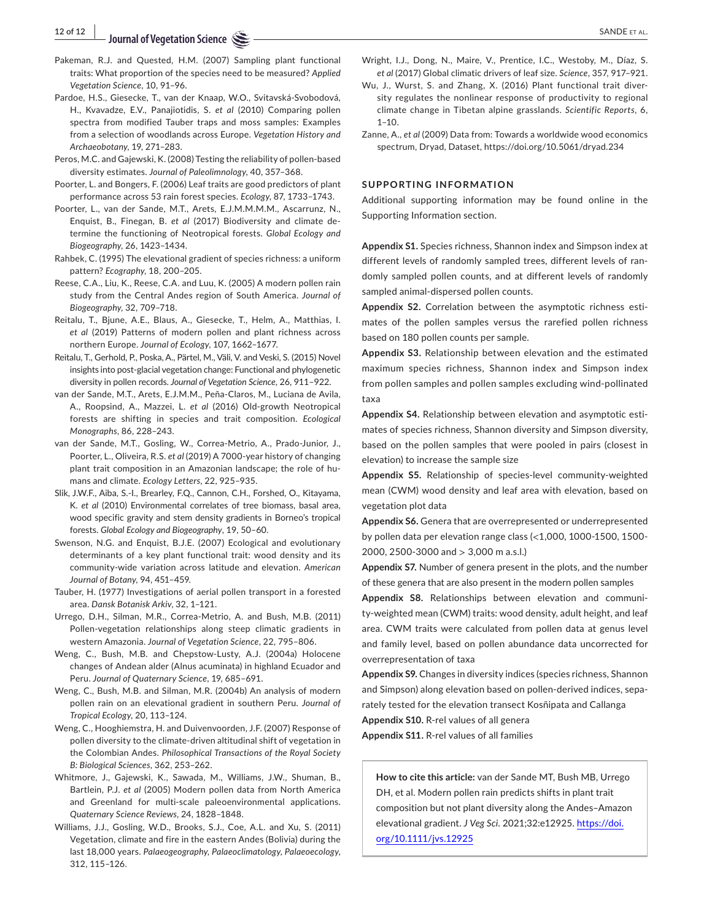Pakeman, R.J. and Quested, H.M. (2007) Sampling plant functional traits: What proportion of the species need to be measured? *Applied Vegetation Science*, 10, 91–96.

Pardoe, H.S., Giesecke, T., van der Knaap, W.O., Svitavská-Svobodová, H., Kvavadze, E.V., Panajiotidis, S. *et al* (2010) Comparing pollen spectra from modified Tauber traps and moss samples: Examples from a selection of woodlands across Europe. *Vegetation History and Archaeobotany*, 19, 271–283.

Peros, M.C. and Gajewski, K. (2008) Testing the reliability of pollen-based diversity estimates. *Journal of Paleolimnology*, 40, 357–368.

Poorter, L. and Bongers, F. (2006) Leaf traits are good predictors of plant performance across 53 rain forest species. *Ecology*, 87, 1733–1743.

Poorter, L., van der Sande, M.T., Arets, E.J.M.M.M., Ascarrunz, N., Enquist, B., Finegan, B. *et al* (2017) Biodiversity and climate determine the functioning of Neotropical forests. *Global Ecology and Biogeography*, 26, 1423–1434.

Rahbek, C. (1995) The elevational gradient of species richness: a uniform pattern? *Ecography*, 18, 200–205.

Reese, C.A., Liu, K., Reese, C.A. and Luu, K. (2005) A modern pollen rain study from the Central Andes region of South America. *Journal of Biogeography*, 32, 709–718.

Reitalu, T., Bjune, A.E., Blaus, A., Giesecke, T., Helm, A., Matthias, I. *et al* (2019) Patterns of modern pollen and plant richness across northern Europe. *Journal of Ecology*, 107, 1662–1677.

Reitalu, T., Gerhold, P., Poska, A., Pärtel, M., Väli, V. and Veski, S. (2015) Novel insights into post-glacial vegetation change: Functional and phylogenetic diversity in pollen records. *Journal of Vegetation Science*, 26, 911–922.

van der Sande, M.T., Arets, E.J.M.M., Peña-Claros, M., Luciana de Avila, A., Roopsind, A., Mazzei, L. *et al* (2016) Old-growth Neotropical forests are shifting in species and trait composition. *Ecological Monographs*, 86, 228–243.

van der Sande, M.T., Gosling, W., Correa-Metrio, A., Prado-Junior, J., Poorter, L., Oliveira, R.S. *et al* (2019) A 7000-year history of changing plant trait composition in an Amazonian landscape; the role of humans and climate. *Ecology Letters*, 22, 925–935.

Slik, J.W.F., Aiba, S.-I., Brearley, F.Q., Cannon, C.H., Forshed, O., Kitayama, K. *et al* (2010) Environmental correlates of tree biomass, basal area, wood specific gravity and stem density gradients in Borneo's tropical forests. *Global Ecology and Biogeography*, 19, 50–60.

Swenson, N.G. and Enquist, B.J.E. (2007) Ecological and evolutionary determinants of a key plant functional trait: wood density and its community-wide variation across latitude and elevation. *American Journal of Botany*, 94, 451–459.

Tauber, H. (1977) Investigations of aerial pollen transport in a forested area. *Dansk Botanisk Arkiv*, 32, 1–121.

Urrego, D.H., Silman, M.R., Correa-Metrio, A. and Bush, M.B. (2011) Pollen-vegetation relationships along steep climatic gradients in western Amazonia. *Journal of Vegetation Science*, 22, 795–806.

Weng, C., Bush, M.B. and Chepstow-Lusty, A.J. (2004a) Holocene changes of Andean alder (Alnus acuminata) in highland Ecuador and Peru. *Journal of Quaternary Science*, 19, 685–691.

Weng, C., Bush, M.B. and Silman, M.R. (2004b) An analysis of modern pollen rain on an elevational gradient in southern Peru. *Journal of Tropical Ecology*, 20, 113–124.

Weng, C., Hooghiemstra, H. and Duivenvoorden, J.F. (2007) Response of pollen diversity to the climate-driven altitudinal shift of vegetation in the Colombian Andes. *Philosophical Transactions of the Royal Society B: Biological Sciences*, 362, 253–262.

Whitmore, J., Gajewski, K., Sawada, M., Williams, J.W., Shuman, B., Bartlein, P.J. *et al* (2005) Modern pollen data from North America and Greenland for multi-scale paleoenvironmental applications. *Quaternary Science Reviews*, 24, 1828–1848.

Williams, J.J., Gosling, W.D., Brooks, S.J., Coe, A.L. and Xu, S. (2011) Vegetation, climate and fire in the eastern Andes (Bolivia) during the last 18,000 years. *Palaeogeography, Palaeoclimatology, Palaeoecology*, 312, 115–126.

Wright, I.J., Dong, N., Maire, V., Prentice, I.C., Westoby, M., Díaz, S. *et al* (2017) Global climatic drivers of leaf size. *Science*, 357, 917–921.

Wu, J., Wurst, S. and Zhang, X. (2016) Plant functional trait diversity regulates the nonlinear response of productivity to regional climate change in Tibetan alpine grasslands. *Scientific Reports*, 6, 1–10.

Zanne, A., *et al* (2009) Data from: Towards a worldwide wood economics spectrum, Dryad, Dataset, https://doi.org/10.5061/dryad.234

## SUPPORTING INFORMATION

Additional supporting information may be found online in the Supporting Information section.

**Appendix S1.** Species richness, Shannon index and Simpson index at different levels of randomly sampled trees, different levels of randomly sampled pollen counts, and at different levels of randomly sampled animal-dispersed pollen counts.

**Appendix S2.** Correlation between the asymptotic richness estimates of the pollen samples versus the rarefied pollen richness based on 180 pollen counts per sample.

**Appendix S3.** Relationship between elevation and the estimated maximum species richness, Shannon index and Simpson index from pollen samples and pollen samples excluding wind-pollinated taxa

**Appendix S4.** Relationship between elevation and asymptotic estimates of species richness, Shannon diversity and Simpson diversity, based on the pollen samples that were pooled in pairs (closest in elevation) to increase the sample size

**Appendix S5.** Relationship of species-level community-weighted mean (CWM) wood density and leaf area with elevation, based on vegetation plot data

**Appendix S6.** Genera that are overrepresented or underrepresented by pollen data per elevation range class (<1,000, 1000-1500, 1500-2000, 2500-3000 and > 3,000 m a.s.l.)

**Appendix S7.** Number of genera present in the plots, and the number of these genera that are also present in the modern pollen samples

**Appendix S8.** Relationships between elevation and community-weighted mean (CWM) traits: wood density, adult height, and leaf area. CWM traits were calculated from pollen data at genus level and family level, based on pollen abundance data uncorrected for overrepresentation of taxa

**Appendix S9.** Changes in diversity indices (species richness, Shannon and Simpson) along elevation based on pollen-derived indices, separately tested for the elevation transect Kosñipata and Callanga

**Appendix S10.** R-rel values of all genera

**Appendix S11.** R-rel values of all families

**How to cite this article:** van der Sande MT, Bush MB, Urrego DH, et al. Modern pollen rain predicts shifts in plant trait composition but not plant diversity along the Andes–Amazon elevational gradient. *J Veg Sci*. 2021;32:e12925. https://doi.org/10.1111/jvs.12925